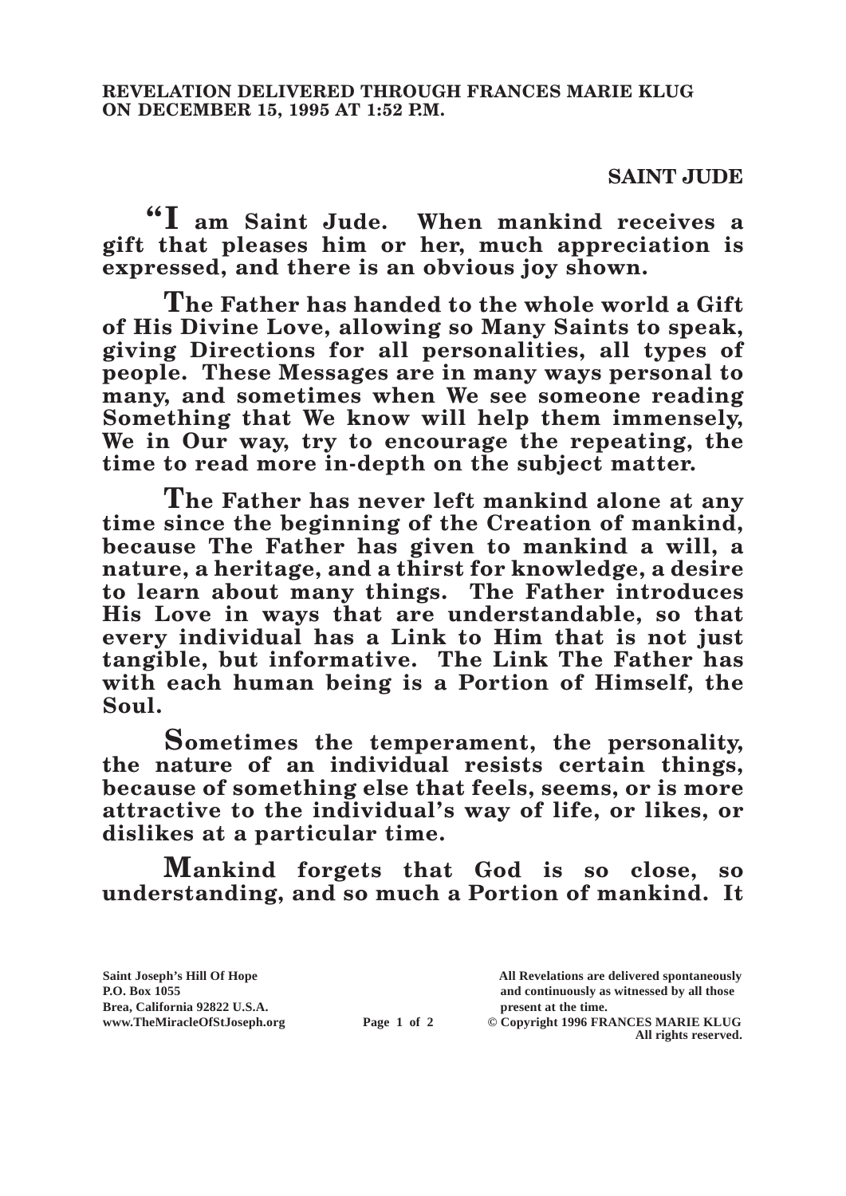**REVELATION DELIVERED THROUGH FRANCES MARIE KLUG ON DECEMBER 15, 1995 AT 1:52 P.M.**

## SAINT JUDE

**"I am Saint Jude. When mankind receives a gift that pleases him or her, much appreciation is expressed, and there is an obvious joy shown.**

**The Father has handed to the whole world a Gift of His Divine Love, allowing so Many Saints to speak, giving Directions for all personalities, all types of people. These Messages are in many ways personal to many, and sometimes when We see someone reading Something that We know will help them immensely, We in Our way, try to encourage the repeating, the time to read more in-depth on the subject matter.**

**The Father has never left mankind alone at any time since the beginning of the Creation of mankind, because The Father has given to mankind a will, a nature, a heritage, and a thirst for knowledge, a desire to learn about many things. The Father introduces His Love in ways that are understandable, so that every individual has a Link to Him that is not just tangible, but informative. The Link The Father has with each human being is a Portion of Himself, the Soul.**

**Sometimes the temperament, the personality, the nature of an individual resists certain things, because of something else that feels, seems, or is more attractive to the individual's way of life, or likes, or dislikes at a particular time.**

**Mankind forgets that God is so close, so understanding, and so much a Portion of mankind. It**

Saint Joseph's Hill Of Hope
P.O. Box 1055
Brea, California 92822 U.S.A.
www.TheMiracleOfStJoseph.org

All Revelations are delivered spontaneously and continuously as witnessed by all those present at the time.
© Copyright 1996 FRANCES MARIE KLUG
All rights reserved.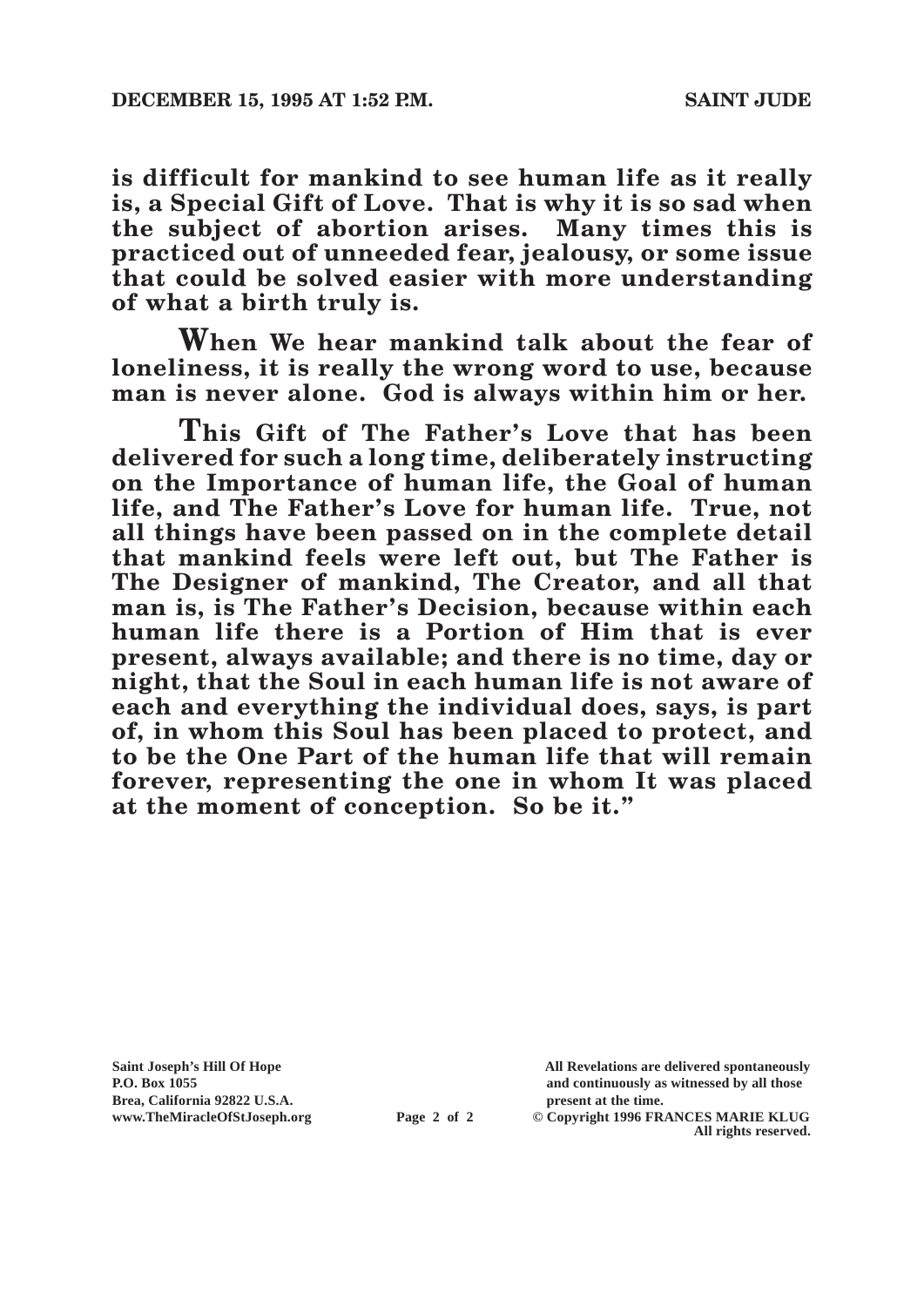**is difficult for mankind to see human life as it really is, a Special Gift of Love. That is why it is so sad when the subject of abortion arises. Many times this is practiced out of unneeded fear, jealousy, or some issue that could be solved easier with more understanding of what a birth truly is.**

**When We hear mankind talk about the fear of loneliness, it is really the wrong word to use, because man is never alone. God is always within him or her.**

**This Gift of The Father's Love that has been delivered for such a long time, deliberately instructing on the Importance of human life, the Goal of human life, and The Father's Love for human life. True, not all things have been passed on in the complete detail that mankind feels were left out, but The Father is The Designer of mankind, The Creator, and all that man is, is The Father's Decision, because within each human life there is a Portion of Him that is ever present, always available; and there is no time, day or night, that the Soul in each human life is not aware of each and everything the individual does, says, is part of, in whom this Soul has been placed to protect, and to be the One Part of the human life that will remain forever, representing the one in whom It was placed at the moment of conception. So be it."**

**Saint Joseph's Hill Of Hope**
**P.O. Box 1055**
**Brea, California 92822 U.S.A.**
**www.TheMiracleOfStJoseph.org**

**All Revelations are delivered spontaneously and continuously as witnessed by all those present at the time.**
**© Copyright 1996 FRANCES MARIE KLUG**
**All rights reserved.**